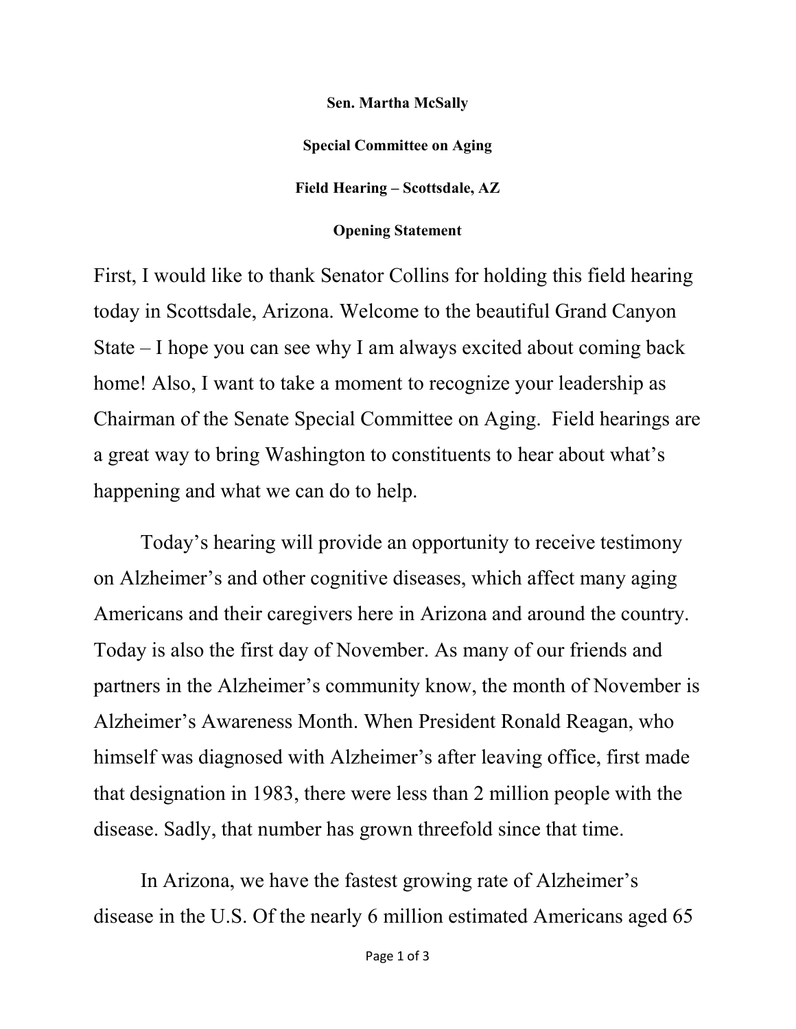**Sen. Martha McSally**

**Special Committee on Aging**

**Field Hearing – Scottsdale, AZ**

**Opening Statement**

First, I would like to thank Senator Collins for holding this field hearing today in Scottsdale, Arizona. Welcome to the beautiful Grand Canyon State – I hope you can see why I am always excited about coming back home! Also, I want to take a moment to recognize your leadership as Chairman of the Senate Special Committee on Aging. Field hearings are a great way to bring Washington to constituents to hear about what's happening and what we can do to help.

Today's hearing will provide an opportunity to receive testimony on Alzheimer's and other cognitive diseases, which affect many aging Americans and their caregivers here in Arizona and around the country. Today is also the first day of November. As many of our friends and partners in the Alzheimer's community know, the month of November is Alzheimer's Awareness Month. When President Ronald Reagan, who himself was diagnosed with Alzheimer's after leaving office, first made that designation in 1983, there were less than 2 million people with the disease. Sadly, that number has grown threefold since that time.

In Arizona, we have the fastest growing rate of Alzheimer's disease in the U.S. Of the nearly 6 million estimated Americans aged 65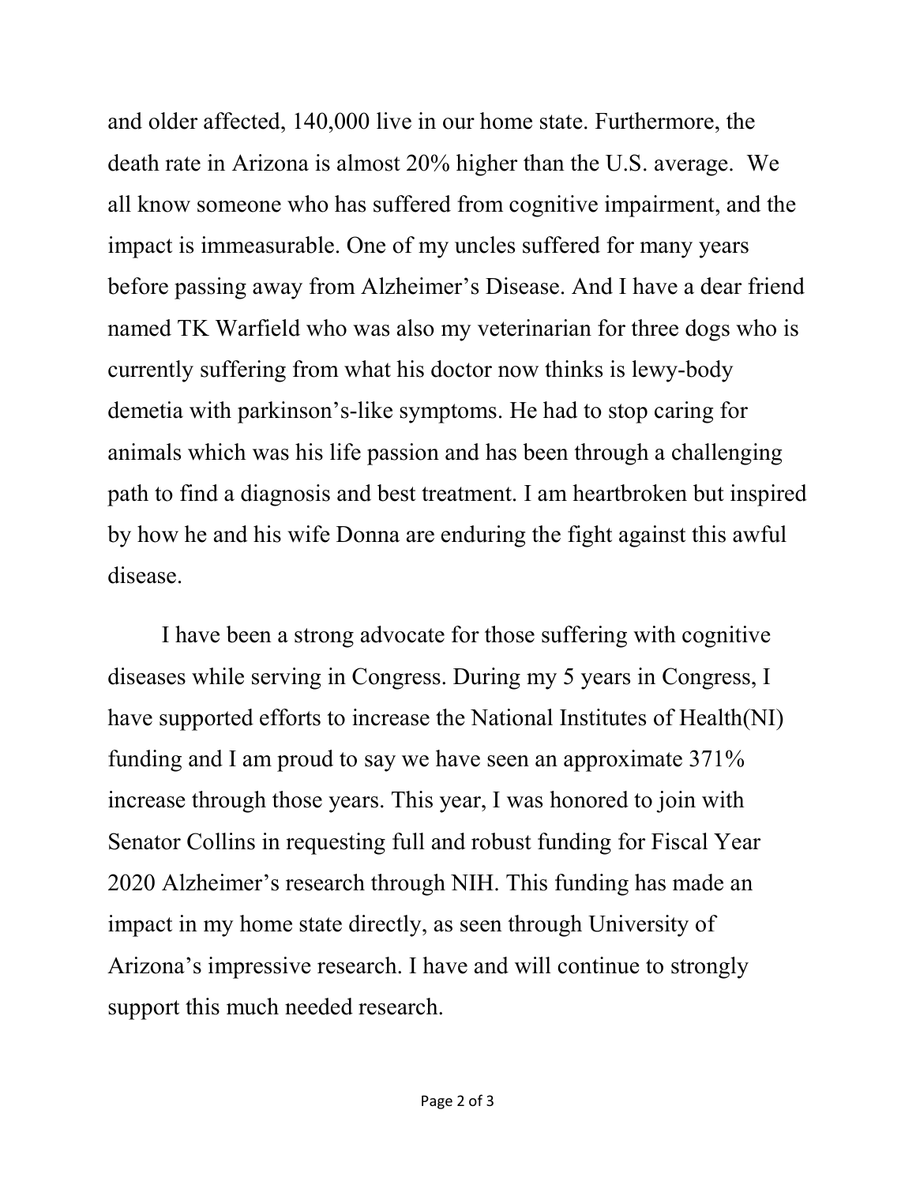and older affected, 140,000 live in our home state. Furthermore, the death rate in Arizona is almost 20% higher than the U.S. average. We all know someone who has suffered from cognitive impairment, and the impact is immeasurable. One of my uncles suffered for many years before passing away from Alzheimer's Disease. And I have a dear friend named TK Warfield who was also my veterinarian for three dogs who is currently suffering from what his doctor now thinks is lewy-body demetia with parkinson's-like symptoms. He had to stop caring for animals which was his life passion and has been through a challenging path to find a diagnosis and best treatment. I am heartbroken but inspired by how he and his wife Donna are enduring the fight against this awful disease.

I have been a strong advocate for those suffering with cognitive diseases while serving in Congress. During my 5 years in Congress, I have supported efforts to increase the National Institutes of Health(NI) funding and I am proud to say we have seen an approximate 371% increase through those years. This year, I was honored to join with Senator Collins in requesting full and robust funding for Fiscal Year 2020 Alzheimer's research through NIH. This funding has made an impact in my home state directly, as seen through University of Arizona's impressive research. I have and will continue to strongly support this much needed research.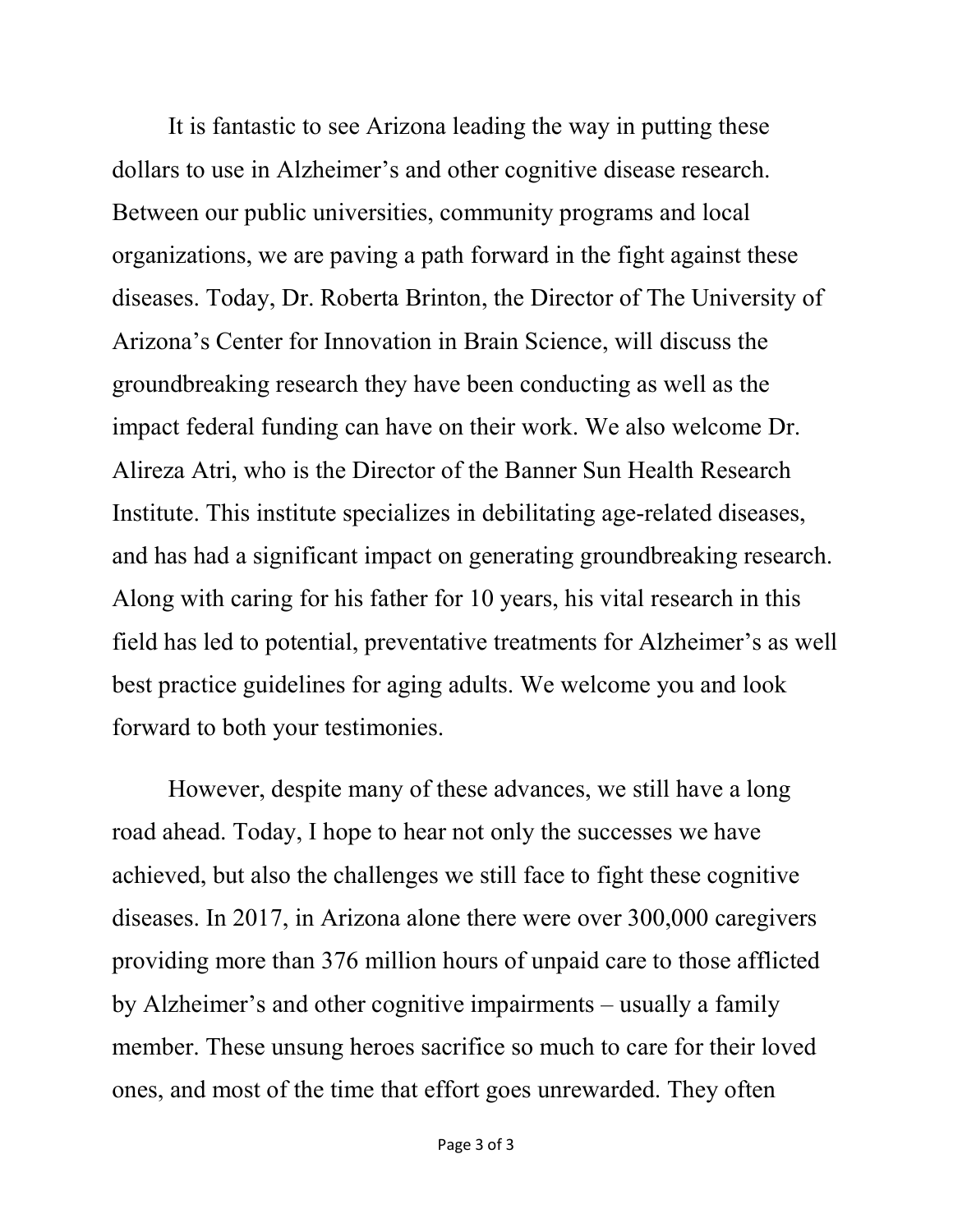It is fantastic to see Arizona leading the way in putting these dollars to use in Alzheimer's and other cognitive disease research. Between our public universities, community programs and local organizations, we are paving a path forward in the fight against these diseases. Today, Dr. Roberta Brinton, the Director of The University of Arizona's Center for Innovation in Brain Science, will discuss the groundbreaking research they have been conducting as well as the impact federal funding can have on their work. We also welcome Dr. Alireza Atri, who is the Director of the Banner Sun Health Research Institute. This institute specializes in debilitating age-related diseases, and has had a significant impact on generating groundbreaking research. Along with caring for his father for 10 years, his vital research in this field has led to potential, preventative treatments for Alzheimer's as well best practice guidelines for aging adults. We welcome you and look forward to both your testimonies.

However, despite many of these advances, we still have a long road ahead. Today, I hope to hear not only the successes we have achieved, but also the challenges we still face to fight these cognitive diseases. In 2017, in Arizona alone there were over 300,000 caregivers providing more than 376 million hours of unpaid care to those afflicted by Alzheimer's and other cognitive impairments – usually a family member. These unsung heroes sacrifice so much to care for their loved ones, and most of the time that effort goes unrewarded. They often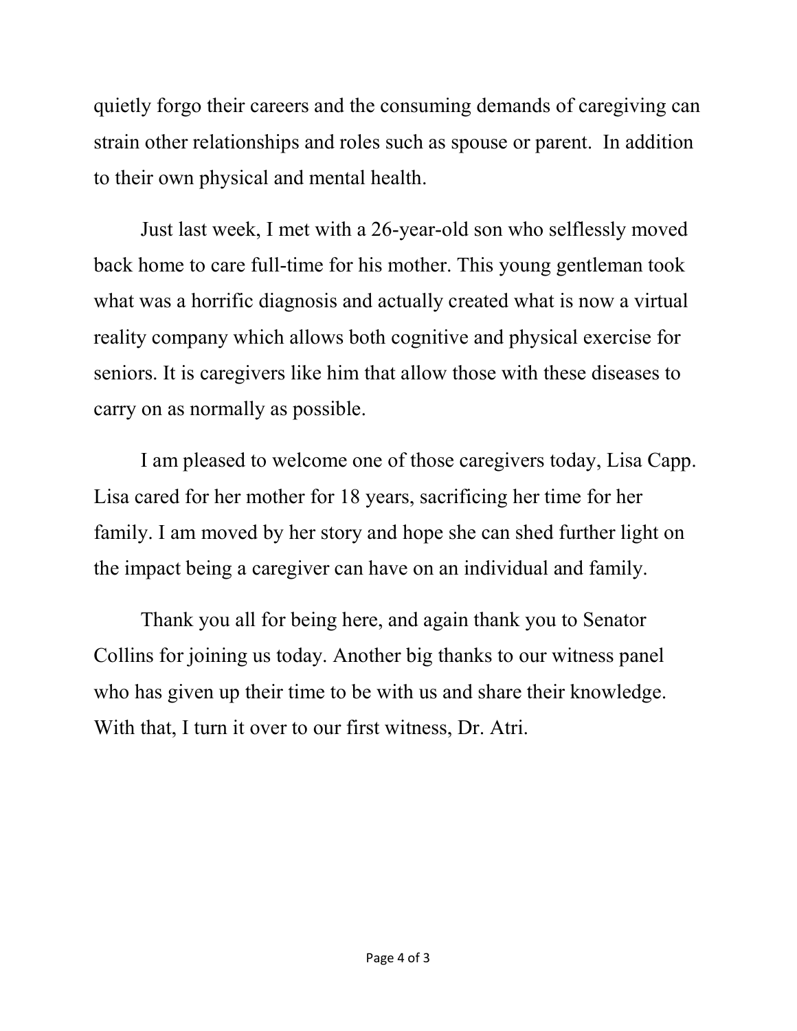quietly forgo their careers and the consuming demands of caregiving can strain other relationships and roles such as spouse or parent.  In addition to their own physical and mental health.

Just last week, I met with a 26-year-old son who selflessly moved back home to care full-time for his mother. This young gentleman took what was a horrific diagnosis and actually created what is now a virtual reality company which allows both cognitive and physical exercise for seniors. It is caregivers like him that allow those with these diseases to carry on as normally as possible.

I am pleased to welcome one of those caregivers today, Lisa Capp. Lisa cared for her mother for 18 years, sacrificing her time for her family. I am moved by her story and hope she can shed further light on the impact being a caregiver can have on an individual and family.

Thank you all for being here, and again thank you to Senator Collins for joining us today. Another big thanks to our witness panel who has given up their time to be with us and share their knowledge. With that, I turn it over to our first witness, Dr. Atri.